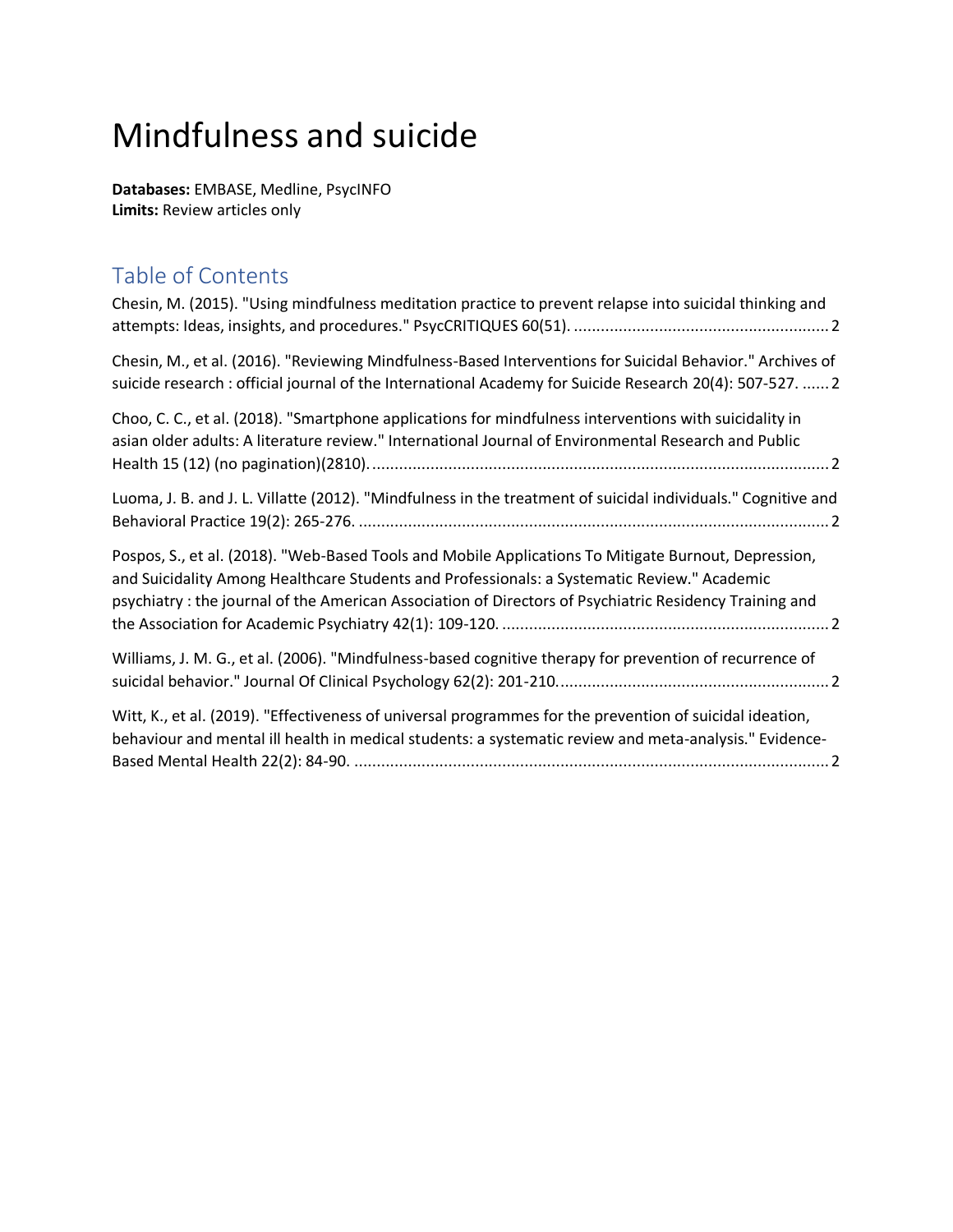# Mindfulness and suicide

**Databases:** EMBASE, Medline, PsycINFO
**Limits:** Review articles only

## Table of Contents

Chesin, M. (2015). "Using mindfulness meditation practice to prevent relapse into suicidal thinking and attempts: Ideas, insights, and procedures." PsycCRITIQUES 60(51). ........................................................ 2

Chesin, M., et al. (2016). "Reviewing Mindfulness-Based Interventions for Suicidal Behavior." Archives of suicide research : official journal of the International Academy for Suicide Research 20(4): 507-527. ...... 2

Choo, C. C., et al. (2018). "Smartphone applications for mindfulness interventions with suicidality in asian older adults: A literature review." International Journal of Environmental Research and Public Health 15 (12) (no pagination)(2810). ...................................................................................................... 2

Luoma, J. B. and J. L. Villatte (2012). "Mindfulness in the treatment of suicidal individuals." Cognitive and Behavioral Practice 19(2): 265-276. ......................................................................................................... 2

Pospos, S., et al. (2018). "Web-Based Tools and Mobile Applications To Mitigate Burnout, Depression, and Suicidality Among Healthcare Students and Professionals: a Systematic Review." Academic psychiatry : the journal of the American Association of Directors of Psychiatric Residency Training and the Association for Academic Psychiatry 42(1): 109-120. ......................................................................... 2

Williams, J. M. G., et al. (2006). "Mindfulness-based cognitive therapy for prevention of recurrence of suicidal behavior." Journal Of Clinical Psychology 62(2): 201-210. ........................................................... 2

Witt, K., et al. (2019). "Effectiveness of universal programmes for the prevention of suicidal ideation, behaviour and mental ill health in medical students: a systematic review and meta-analysis." Evidence-Based Mental Health 22(2): 84-90. ......................................................................................................... 2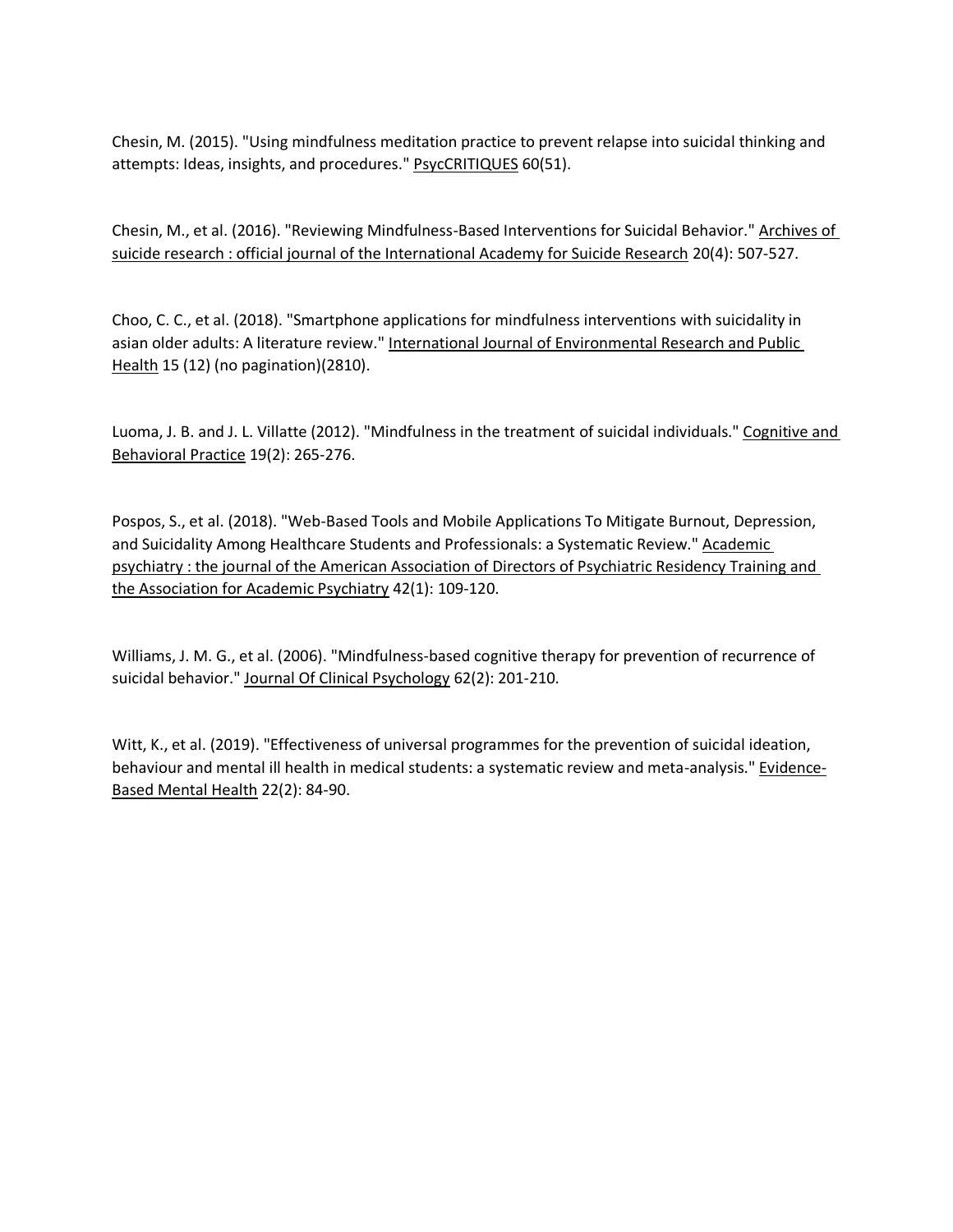Chesin, M. (2015). "Using mindfulness meditation practice to prevent relapse into suicidal thinking and attempts: Ideas, insights, and procedures." PsycCRITIQUES 60(51).

Chesin, M., et al. (2016). "Reviewing Mindfulness-Based Interventions for Suicidal Behavior." Archives of suicide research : official journal of the International Academy for Suicide Research 20(4): 507-527.

Choo, C. C., et al. (2018). "Smartphone applications for mindfulness interventions with suicidality in asian older adults: A literature review." International Journal of Environmental Research and Public Health 15 (12) (no pagination)(2810).

Luoma, J. B. and J. L. Villatte (2012). "Mindfulness in the treatment of suicidal individuals." Cognitive and Behavioral Practice 19(2): 265-276.

Pospos, S., et al. (2018). "Web-Based Tools and Mobile Applications To Mitigate Burnout, Depression, and Suicidality Among Healthcare Students and Professionals: a Systematic Review." Academic psychiatry : the journal of the American Association of Directors of Psychiatric Residency Training and the Association for Academic Psychiatry 42(1): 109-120.

Williams, J. M. G., et al. (2006). "Mindfulness-based cognitive therapy for prevention of recurrence of suicidal behavior." Journal Of Clinical Psychology 62(2): 201-210.

Witt, K., et al. (2019). "Effectiveness of universal programmes for the prevention of suicidal ideation, behaviour and mental ill health in medical students: a systematic review and meta-analysis." Evidence-Based Mental Health 22(2): 84-90.